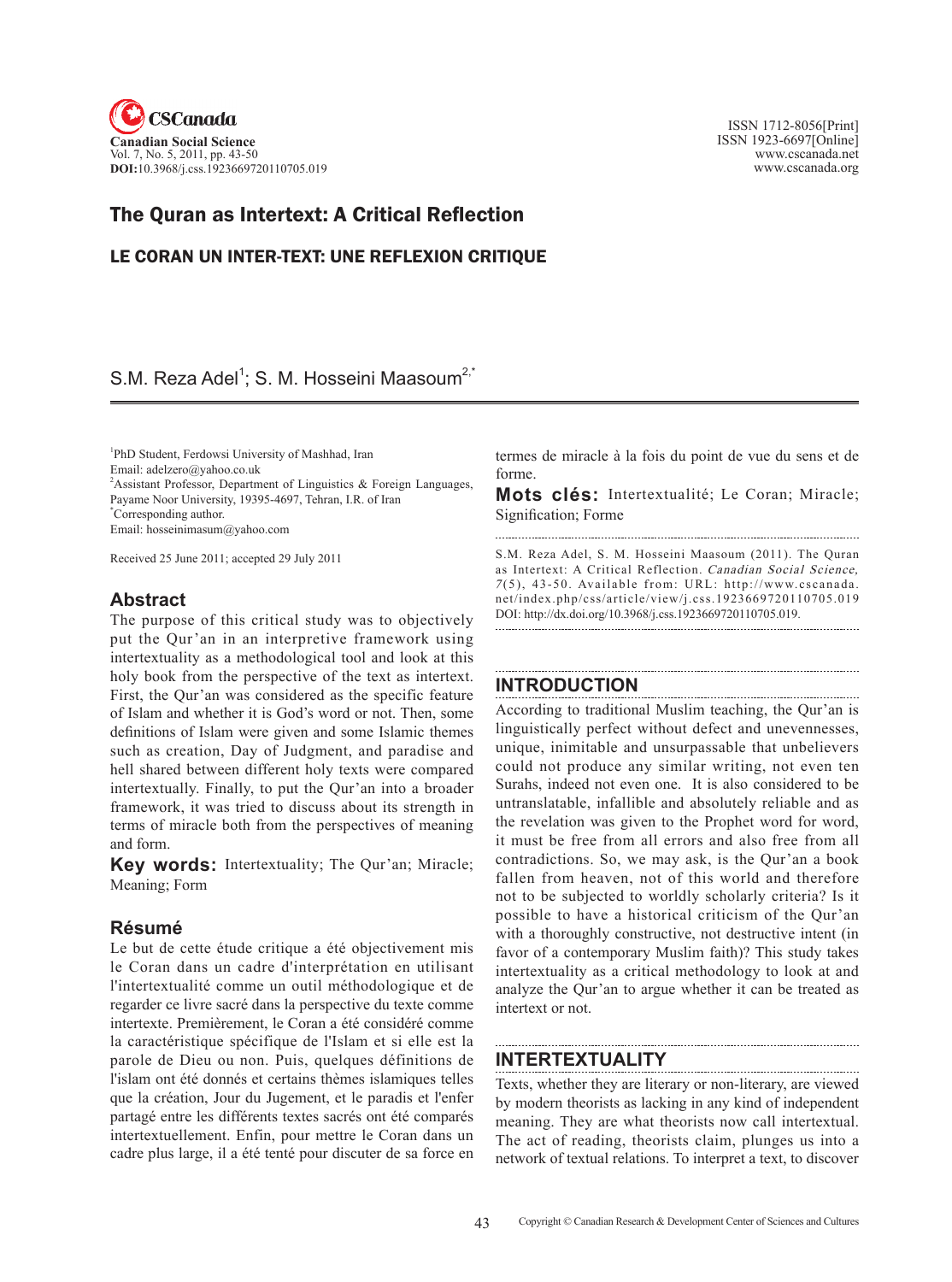# The Quran as Intertext: A Critical Reflection

## LE CORAN UN INTER-TEXT: UNE REFLEXION CRITIQUE

S.M. Reza Adel[1]; S. M. Hosseini Maasoum[2,*]

[1]PhD Student, Ferdowsi University of Mashhad, Iran
Email: adelzero@yahoo.co.uk
[2]Assistant Professor, Department of Linguistics & Foreign Languages, Payame Noor University, 19395-4697, Tehran, I.R. of Iran
[*]Corresponding author.
Email: hosseinimasum@yahoo.com

Received 25 June 2011; accepted 29 July 2011

## Abstract

The purpose of this critical study was to objectively put the Qur'an in an interpretive framework using intertextuality as a methodological tool and look at this holy book from the perspective of the text as intertext. First, the Qur'an was considered as the specific feature of Islam and whether it is God's word or not. Then, some definitions of Islam were given and some Islamic themes such as creation, Day of Judgment, and paradise and hell shared between different holy texts were compared intertextually. Finally, to put the Qur'an into a broader framework, it was tried to discuss about its strength in terms of miracle both from the perspectives of meaning and form.

**Key words:** Intertextuality; The Qur'an; Miracle; Meaning; Form

## Résumé

Le but de cette étude critique a été objectivement mis le Coran dans un cadre d'interprétation en utilisant l'intertextualité comme un outil méthodologique et de regarder ce livre sacré dans la perspective du texte comme intertexte. Premièrement, le Coran a été considéré comme la caractéristique spécifique de l'Islam et si elle est la parole de Dieu ou non. Puis, quelques définitions de l'islam ont été donnés et certains thèmes islamiques telles que la création, Jour du Jugement, et le paradis et l'enfer partagé entre les différents textes sacrés ont été comparés intertextuellement. Enfin, pour mettre le Coran dans un cadre plus large, il a été tenté pour discuter de sa force en termes de miracle à la fois du point de vue du sens et de forme.

**Mots clés:** Intertextualité; Le Coran; Miracle; Signification; Forme

S.M. Reza Adel, S. M. Hosseini Maasoum (2011). The Quran as Intertext: A Critical Reflection. *Canadian Social Science*, *7*(5), 43-50. Available from: URL: http://www.cscanada.net/index.php/css/article/view/j.css.1923669720110705.019 DOI: http://dx.doi.org/10.3968/j.css.1923669720110705.019.

## INTRODUCTION

According to traditional Muslim teaching, the Qur'an is linguistically perfect without defect and unevennesses, unique, inimitable and unsurpassable that unbelievers could not produce any similar writing, not even ten Surahs, indeed not even one. It is also considered to be untranslatable, infallible and absolutely reliable and as the revelation was given to the Prophet word for word, it must be free from all errors and also free from all contradictions. So, we may ask, is the Qur'an a book fallen from heaven, not of this world and therefore not to be subjected to worldly scholarly criteria? Is it possible to have a historical criticism of the Qur'an with a thoroughly constructive, not destructive intent (in favor of a contemporary Muslim faith)? This study takes intertextuality as a critical methodology to look at and analyze the Qur'an to argue whether it can be treated as intertext or not.

## INTERTEXTUALITY

Texts, whether they are literary or non-literary, are viewed by modern theorists as lacking in any kind of independent meaning. They are what theorists now call intertextual. The act of reading, theorists claim, plunges us into a network of textual relations. To interpret a text, to discover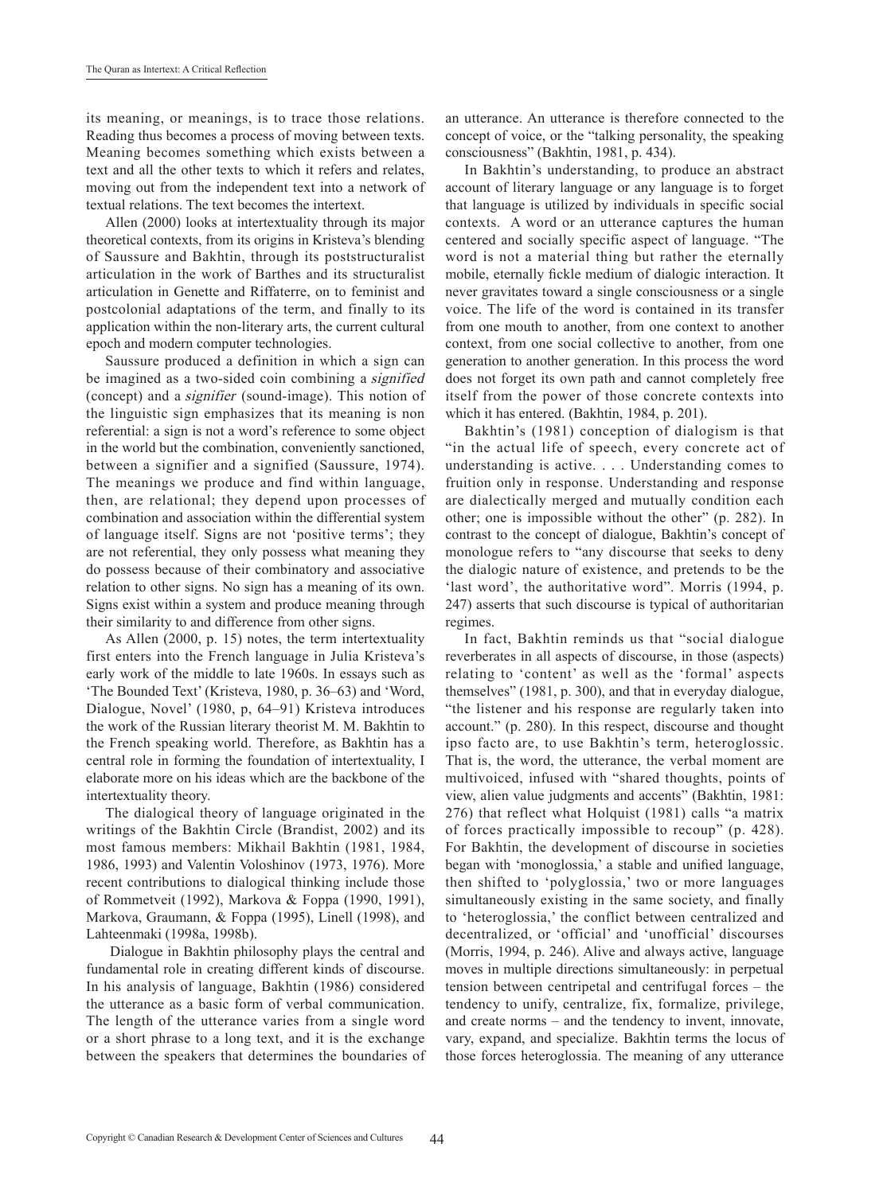its meaning, or meanings, is to trace those relations. Reading thus becomes a process of moving between texts. Meaning becomes something which exists between a text and all the other texts to which it refers and relates, moving out from the independent text into a network of textual relations. The text becomes the intertext.

Allen (2000) looks at intertextuality through its major theoretical contexts, from its origins in Kristeva's blending of Saussure and Bakhtin, through its poststructuralist articulation in the work of Barthes and its structuralist articulation in Genette and Riffaterre, on to feminist and postcolonial adaptations of the term, and finally to its application within the non-literary arts, the current cultural epoch and modern computer technologies.

Saussure produced a definition in which a sign can be imagined as a two-sided coin combining a *signified* (concept) and a *signifier* (sound-image). This notion of the linguistic sign emphasizes that its meaning is non referential: a sign is not a word's reference to some object in the world but the combination, conveniently sanctioned, between a signifier and a signified (Saussure, 1974). The meanings we produce and find within language, then, are relational; they depend upon processes of combination and association within the differential system of language itself. Signs are not 'positive terms'; they are not referential, they only possess what meaning they do possess because of their combinatory and associative relation to other signs. No sign has a meaning of its own. Signs exist within a system and produce meaning through their similarity to and difference from other signs.

As Allen (2000, p. 15) notes, the term intertextuality first enters into the French language in Julia Kristeva's early work of the middle to late 1960s. In essays such as 'The Bounded Text' (Kristeva, 1980, p. 36–63) and 'Word, Dialogue, Novel' (1980, p, 64–91) Kristeva introduces the work of the Russian literary theorist M. M. Bakhtin to the French speaking world. Therefore, as Bakhtin has a central role in forming the foundation of intertextuality, I elaborate more on his ideas which are the backbone of the intertextuality theory.

The dialogical theory of language originated in the writings of the Bakhtin Circle (Brandist, 2002) and its most famous members: Mikhail Bakhtin (1981, 1984, 1986, 1993) and Valentin Voloshinov (1973, 1976). More recent contributions to dialogical thinking include those of Rommetveit (1992), Markova & Foppa (1990, 1991), Markova, Graumann, & Foppa (1995), Linell (1998), and Lahteenmaki (1998a, 1998b).

Dialogue in Bakhtin philosophy plays the central and fundamental role in creating different kinds of discourse. In his analysis of language, Bakhtin (1986) considered the utterance as a basic form of verbal communication. The length of the utterance varies from a single word or a short phrase to a long text, and it is the exchange between the speakers that determines the boundaries of an utterance. An utterance is therefore connected to the concept of voice, or the "talking personality, the speaking consciousness" (Bakhtin, 1981, p. 434).

In Bakhtin's understanding, to produce an abstract account of literary language or any language is to forget that language is utilized by individuals in specific social contexts. A word or an utterance captures the human centered and socially specific aspect of language. "The word is not a material thing but rather the eternally mobile, eternally fickle medium of dialogic interaction. It never gravitates toward a single consciousness or a single voice. The life of the word is contained in its transfer from one mouth to another, from one context to another context, from one social collective to another, from one generation to another generation. In this process the word does not forget its own path and cannot completely free itself from the power of those concrete contexts into which it has entered. (Bakhtin, 1984, p. 201).

Bakhtin's (1981) conception of dialogism is that "in the actual life of speech, every concrete act of understanding is active. . . . Understanding comes to fruition only in response. Understanding and response are dialectically merged and mutually condition each other; one is impossible without the other" (p. 282). In contrast to the concept of dialogue, Bakhtin's concept of monologue refers to "any discourse that seeks to deny the dialogic nature of existence, and pretends to be the 'last word', the authoritative word". Morris (1994, p. 247) asserts that such discourse is typical of authoritarian regimes.

In fact, Bakhtin reminds us that "social dialogue reverberates in all aspects of discourse, in those (aspects) relating to 'content' as well as the 'formal' aspects themselves" (1981, p. 300), and that in everyday dialogue, "the listener and his response are regularly taken into account." (p. 280). In this respect, discourse and thought ipso facto are, to use Bakhtin's term, heteroglossic. That is, the word, the utterance, the verbal moment are multivoiced, infused with "shared thoughts, points of view, alien value judgments and accents" (Bakhtin, 1981: 276) that reflect what Holquist (1981) calls "a matrix of forces practically impossible to recoup" (p. 428). For Bakhtin, the development of discourse in societies began with 'monoglossia,' a stable and unified language, then shifted to 'polyglossia,' two or more languages simultaneously existing in the same society, and finally to 'heteroglossia,' the conflict between centralized and decentralized, or 'official' and 'unofficial' discourses (Morris, 1994, p. 246). Alive and always active, language moves in multiple directions simultaneously: in perpetual tension between centripetal and centrifugal forces – the tendency to unify, centralize, fix, formalize, privilege, and create norms – and the tendency to invent, innovate, vary, expand, and specialize. Bakhtin terms the locus of those forces heteroglossia. The meaning of any utterance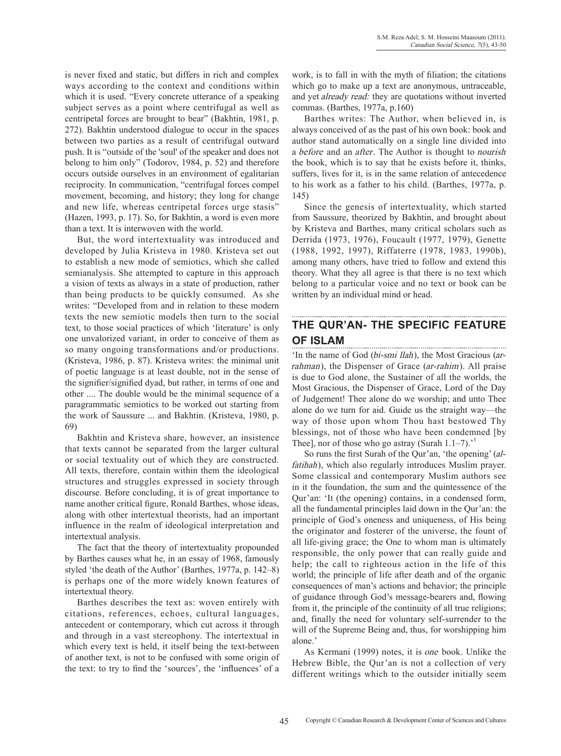is never fixed and static, but differs in rich and complex ways according to the context and conditions within which it is used. "Every concrete utterance of a speaking subject serves as a point where centrifugal as well as centripetal forces are brought to bear" (Bakhtin, 1981, p. 272). Bakhtin understood dialogue to occur in the spaces between two parties as a result of centrifugal outward push. It is "outside of the 'soul' of the speaker and does not belong to him only" (Todorov, 1984, p. 52) and therefore occurs outside ourselves in an environment of egalitarian reciprocity. In communication, "centrifugal forces compel movement, becoming, and history; they long for change and new life, whereas centripetal forces urge stasis" (Hazen, 1993, p. 17). So, for Bakhtin, a word is even more than a text. It is interwoven with the world.

But, the word intertextuality was introduced and developed by Julia Kristeva in 1980. Kristeva set out to establish a new mode of semiotics, which she called semianalysis. She attempted to capture in this approach a vision of texts as always in a state of production, rather than being products to be quickly consumed. As she writes: "Developed from and in relation to these modern texts the new semiotic models then turn to the social text, to those social practices of which 'literature' is only one unvalorized variant, in order to conceive of them as so many ongoing transformations and/or productions. (Kristeva, 1986, p. 87). Kristeva writes: the minimal unit of poetic language is at least double, not in the sense of the signifier/signified dyad, but rather, in terms of one and other .... The double would be the minimal sequence of a paragrammatic semiotics to be worked out starting from the work of Saussure ... and Bakhtin. (Kristeva, 1980, p. 69)

Bakhtin and Kristeva share, however, an insistence that texts cannot be separated from the larger cultural or social textuality out of which they are constructed. All texts, therefore, contain within them the ideological structures and struggles expressed in society through discourse. Before concluding, it is of great importance to name another critical figure, Ronald Barthes, whose ideas, along with other intertextual theorists, had an important influence in the realm of ideological interpretation and intertextual analysis.

The fact that the theory of intertextuality propounded by Barthes causes what he, in an essay of 1968, famously styled 'the death of the Author' (Barthes, 1977a, p. 142–8) is perhaps one of the more widely known features of intertextual theory.

Barthes describes the text as: woven entirely with citations, references, echoes, cultural languages, antecedent or contemporary, which cut across it through and through in a vast stereophony. The intertextual in which every text is held, it itself being the text-between of another text, is not to be confused with some origin of the text: to try to find the 'sources', the 'influences' of a work, is to fall in with the myth of filiation; the citations which go to make up a text are anonymous, untraceable, and yet *already read:* they are quotations without inverted commas. (Barthes, 1977a, p.160)

Barthes writes: The Author, when believed in, is always conceived of as the past of his own book: book and author stand automatically on a single line divided into a *before* and an *after*. The Author is thought to *nourish* the book, which is to say that he exists before it, thinks, suffers, lives for it, is in the same relation of antecedence to his work as a father to his child. (Barthes, 1977a, p. 145)

Since the genesis of intertextuality, which started from Saussure, theorized by Bakhtin, and brought about by Kristeva and Barthes, many critical scholars such as Derrida (1973, 1976), Foucault (1977, 1979), Genette (1988, 1992, 1997), Riffaterre (1978, 1983, 1990b), among many others, have tried to follow and extend this theory. What they all agree is that there is no text which belong to a particular voice and no text or book can be written by an individual mind or head.

## THE QUR'AN- THE SPECIFIC FEATURE OF ISLAM

'In the name of God (*bi-smi llah*), the Most Gracious (*ar-rahman*), the Dispenser of Grace (*ar-rahim*). All praise is due to God alone, the Sustainer of all the worlds, the Most Gracious, the Dispenser of Grace, Lord of the Day of Judgement! Thee alone do we worship; and unto Thee alone do we turn for aid. Guide us the straight way—the way of those upon whom Thou hast bestowed Thy blessings, not of those who have been condemned [by Thee], nor of those who go astray (Surah 1.1–7).'[3]

So runs the first Surah of the Qur'an, 'the opening' (*al-fatihah*), which also regularly introduces Muslim prayer. Some classical and contemporary Muslim authors see in it the foundation, the sum and the quintessence of the Qur'an: 'It (the opening) contains, in a condensed form, all the fundamental principles laid down in the Qur'an: the principle of God's oneness and uniqueness, of His being the originator and fosterer of the universe, the fount of all life-giving grace; the One to whom man is ultimately responsible, the only power that can really guide and help; the call to righteous action in the life of this world; the principle of life after death and of the organic consequences of man's actions and behavior; the principle of guidance through God's message-bearers and, flowing from it, the principle of the continuity of all true religions; and, finally the need for voluntary self-surrender to the will of the Supreme Being and, thus, for worshipping him alone.'

As Kermani (1999) notes, it is *one* book. Unlike the Hebrew Bible, the Qur'an is not a collection of very different writings which to the outsider initially seem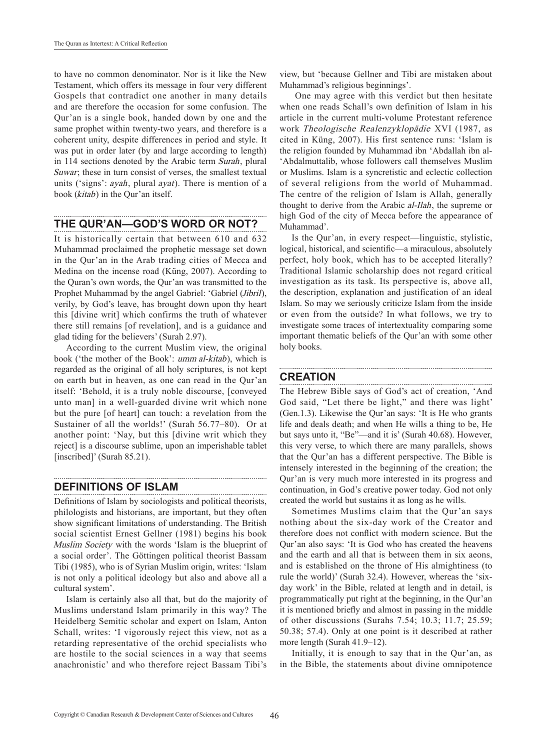to have no common denominator. Nor is it like the New Testament, which offers its message in four very different Gospels that contradict one another in many details and are therefore the occasion for some confusion. The Qur'an is a single book, handed down by one and the same prophet within twenty-two years, and therefore is a coherent unity, despite differences in period and style. It was put in order later (by and large according to length) in 114 sections denoted by the Arabic term *Surah*, plural *Suwar*; these in turn consist of verses, the smallest textual units ('signs': *ayah*, plural *ayat*). There is mention of a book (*kitab*) in the Qur'an itself.

## THE QUR'AN—GOD'S WORD OR NOT?

It is historically certain that between 610 and 632 Muhammad proclaimed the prophetic message set down in the Qur'an in the Arab trading cities of Mecca and Medina on the incense road (Küng, 2007). According to the Quran's own words, the Qur'an was transmitted to the Prophet Muhammad by the angel Gabriel: 'Gabriel (*Jibril*), verily, by God's leave, has brought down upon thy heart this [divine writ] which confirms the truth of whatever there still remains [of revelation], and is a guidance and glad tiding for the believers' (Surah 2.97).

According to the current Muslim view, the original book ('the mother of the Book': *umm al-kitab*), which is regarded as the original of all holy scriptures, is not kept on earth but in heaven, as one can read in the Qur'an itself: 'Behold, it is a truly noble discourse, [conveyed unto man] in a well-guarded divine writ which none but the pure [of heart] can touch: a revelation from the Sustainer of all the worlds!' (Surah 56.77–80). Or at another point: 'Nay, but this [divine writ which they reject] is a discourse sublime, upon an imperishable tablet [inscribed]' (Surah 85.21).

## DEFINITIONS OF ISLAM

Definitions of Islam by sociologists and political theorists, philologists and historians, are important, but they often show significant limitations of understanding. The British social scientist Ernest Gellner (1981) begins his book *Muslim Society* with the words 'Islam is the blueprint of a social order'. The Göttingen political theorist Bassam Tibi (1985), who is of Syrian Muslim origin, writes: 'Islam is not only a political ideology but also and above all a cultural system'.

Islam is certainly also all that, but do the majority of Muslims understand Islam primarily in this way? The Heidelberg Semitic scholar and expert on Islam, Anton Schall, writes: 'I vigorously reject this view, not as a retarding representative of the orchid specialists who are hostile to the social sciences in a way that seems anachronistic' and who therefore reject Bassam Tibi's view, but 'because Gellner and Tibi are mistaken about Muhammad's religious beginnings'.

One may agree with this verdict but then hesitate when one reads Schall's own definition of Islam in his article in the current multi-volume Protestant reference work *Theologische Realenzyklopädie* XVI (1987, as cited in Küng, 2007). His first sentence runs: 'Islam is the religion founded by Muhammad ibn 'Abdallah ibn al-'Abdalmuttalib, whose followers call themselves Muslim or Muslims. Islam is a syncretistic and eclectic collection of several religions from the world of Muhammad. The centre of the religion of Islam is Allah, generally thought to derive from the Arabic *al-Ilah*, the supreme or high God of the city of Mecca before the appearance of Muhammad'.

Is the Qur'an, in every respect—linguistic, stylistic, logical, historical, and scientific—a miraculous, absolutely perfect, holy book, which has to be accepted literally? Traditional Islamic scholarship does not regard critical investigation as its task. Its perspective is, above all, the description, explanation and justification of an ideal Islam. So may we seriously criticize Islam from the inside or even from the outside? In what follows, we try to investigate some traces of intertextuality comparing some important thematic beliefs of the Qur'an with some other holy books.

## CREATION

The Hebrew Bible says of God's act of creation, 'And God said, "Let there be light," and there was light' (Gen.1.3). Likewise the Qur'an says: 'It is He who grants life and deals death; and when He wills a thing to be, He but says unto it, "Be"—and it is' (Surah 40.68). However, this very verse, to which there are many parallels, shows that the Qur'an has a different perspective. The Bible is intensely interested in the beginning of the creation; the Qur'an is very much more interested in its progress and continuation, in God's creative power today. God not only created the world but sustains it as long as he wills.

Sometimes Muslims claim that the Qur'an says nothing about the six-day work of the Creator and therefore does not conflict with modern science. But the Qur'an also says: 'It is God who has created the heavens and the earth and all that is between them in six aeons, and is established on the throne of His almightiness (to rule the world)' (Surah 32.4). However, whereas the 'six-day work' in the Bible, related at length and in detail, is programmatically put right at the beginning, in the Qur'an it is mentioned briefly and almost in passing in the middle of other discussions (Surahs 7.54; 10.3; 11.7; 25.59; 50.38; 57.4). Only at one point is it described at rather more length (Surah 41.9–12).

Initially, it is enough to say that in the Qur'an, as in the Bible, the statements about divine omnipotence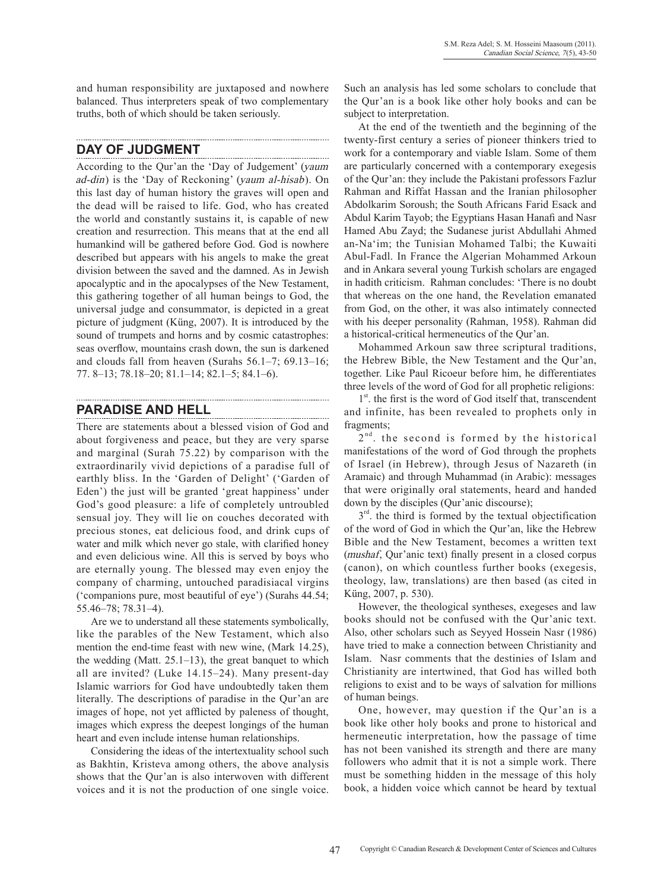and human responsibility are juxtaposed and nowhere balanced. Thus interpreters speak of two complementary truths, both of which should be taken seriously.

## DAY OF JUDGMENT

According to the Qur'an the 'Day of Judgement' (*yaum ad-din*) is the 'Day of Reckoning' (*yaum al-hisab*). On this last day of human history the graves will open and the dead will be raised to life. God, who has created the world and constantly sustains it, is capable of new creation and resurrection. This means that at the end all humankind will be gathered before God. God is nowhere described but appears with his angels to make the great division between the saved and the damned. As in Jewish apocalyptic and in the apocalypses of the New Testament, this gathering together of all human beings to God, the universal judge and consummator, is depicted in a great picture of judgment (Küng, 2007). It is introduced by the sound of trumpets and horns and by cosmic catastrophes: seas overflow, mountains crash down, the sun is darkened and clouds fall from heaven (Surahs 56.1–7; 69.13–16; 77. 8–13; 78.18–20; 81.1–14; 82.1–5; 84.1–6).

## PARADISE AND HELL

There are statements about a blessed vision of God and about forgiveness and peace, but they are very sparse and marginal (Surah 75.22) by comparison with the extraordinarily vivid depictions of a paradise full of earthly bliss. In the 'Garden of Delight' ('Garden of Eden') the just will be granted 'great happiness' under God's good pleasure: a life of completely untroubled sensual joy. They will lie on couches decorated with precious stones, eat delicious food, and drink cups of water and milk which never go stale, with clarified honey and even delicious wine. All this is served by boys who are eternally young. The blessed may even enjoy the company of charming, untouched paradisiacal virgins ('companions pure, most beautiful of eye') (Surahs 44.54; 55.46–78; 78.31–4).

Are we to understand all these statements symbolically, like the parables of the New Testament, which also mention the end-time feast with new wine, (Mark 14.25), the wedding (Matt. 25.1–13), the great banquet to which all are invited? (Luke 14.15–24). Many present-day Islamic warriors for God have undoubtedly taken them literally. The descriptions of paradise in the Qur'an are images of hope, not yet afflicted by paleness of thought, images which express the deepest longings of the human heart and even include intense human relationships.

Considering the ideas of the intertextuality school such as Bakhtin, Kristeva among others, the above analysis shows that the Qur'an is also interwoven with different voices and it is not the production of one single voice. Such an analysis has led some scholars to conclude that the Qur'an is a book like other holy books and can be subject to interpretation.

At the end of the twentieth and the beginning of the twenty-first century a series of pioneer thinkers tried to work for a contemporary and viable Islam. Some of them are particularly concerned with a contemporary exegesis of the Qur'an: they include the Pakistani professors Fazlur Rahman and Riffat Hassan and the Iranian philosopher Abdolkarim Soroush; the South Africans Farid Esack and Abdul Karim Tayob; the Egyptians Hasan Hanafi and Nasr Hamed Abu Zayd; the Sudanese jurist Abdullahi Ahmed an-Na'im; the Tunisian Mohamed Talbi; the Kuwaiti Abul-Fadl. In France the Algerian Mohammed Arkoun and in Ankara several young Turkish scholars are engaged in hadith criticism. Rahman concludes: 'There is no doubt that whereas on the one hand, the Revelation emanated from God, on the other, it was also intimately connected with his deeper personality (Rahman, 1958). Rahman did a historical-critical hermeneutics of the Qur'an.

Mohammed Arkoun saw three scriptural traditions, the Hebrew Bible, the New Testament and the Qur'an, together. Like Paul Ricoeur before him, he differentiates three levels of the word of God for all prophetic religions:

1st. the first is the word of God itself that, transcendent and infinite, has been revealed to prophets only in fragments;

2nd. the second is formed by the historical manifestations of the word of God through the prophets of Israel (in Hebrew), through Jesus of Nazareth (in Aramaic) and through Muhammad (in Arabic): messages that were originally oral statements, heard and handed down by the disciples (Qur'anic discourse);

3rd. the third is formed by the textual objectification of the word of God in which the Qur'an, like the Hebrew Bible and the New Testament, becomes a written text (*mushaf*, Qur'anic text) finally present in a closed corpus (canon), on which countless further books (exegesis, theology, law, translations) are then based (as cited in Küng, 2007, p. 530).

However, the theological syntheses, exegeses and law books should not be confused with the Qur'anic text. Also, other scholars such as Seyyed Hossein Nasr (1986) have tried to make a connection between Christianity and Islam. Nasr comments that the destinies of Islam and Christianity are intertwined, that God has willed both religions to exist and to be ways of salvation for millions of human beings.

One, however, may question if the Qur'an is a book like other holy books and prone to historical and hermeneutic interpretation, how the passage of time has not been vanished its strength and there are many followers who admit that it is not a simple work. There must be something hidden in the message of this holy book, a hidden voice which cannot be heard by textual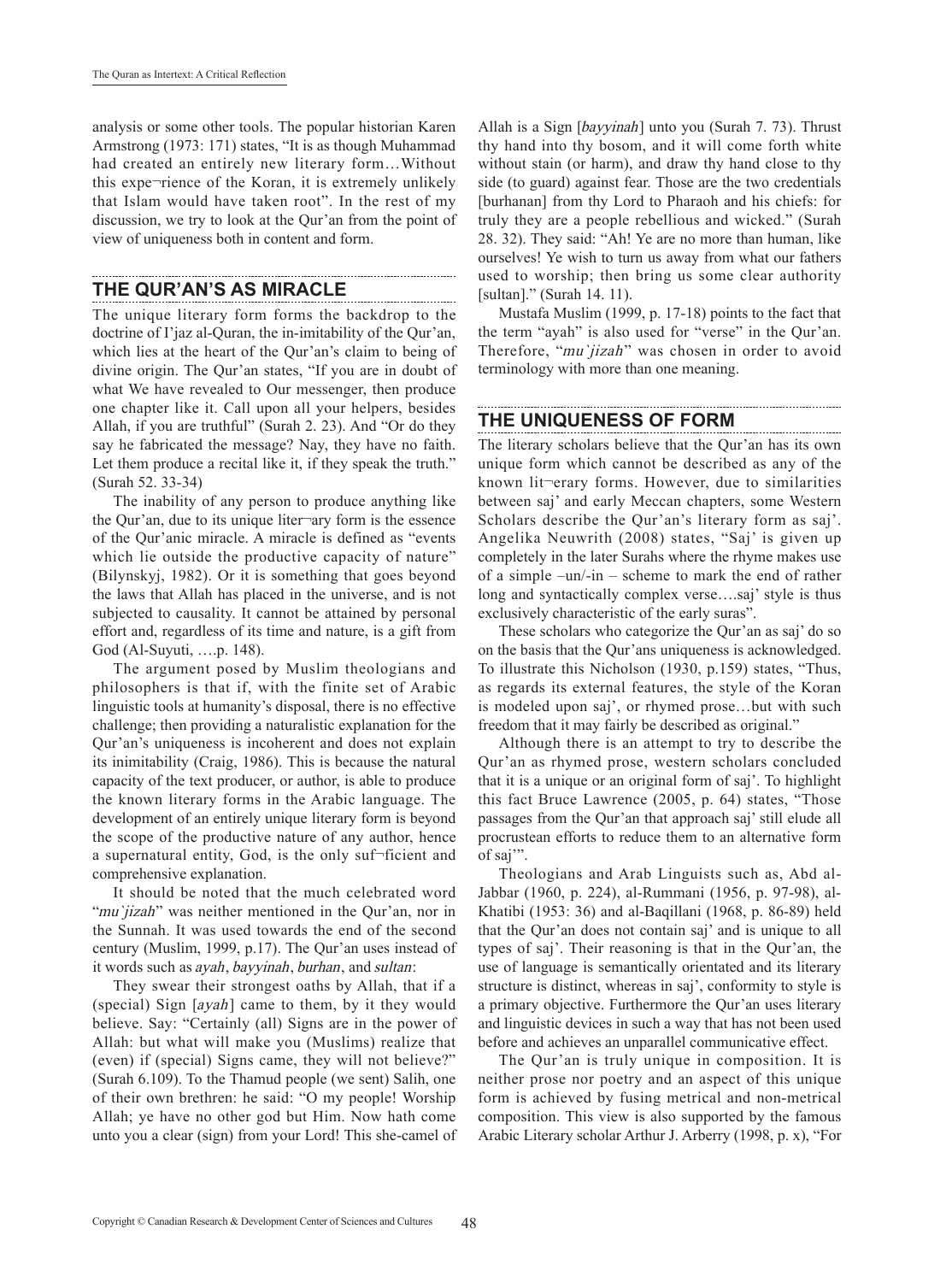analysis or some other tools. The popular historian Karen Armstrong (1973: 171) states, "It is as though Muhammad had created an entirely new literary form…Without this expe¬rience of the Koran, it is extremely unlikely that Islam would have taken root". In the rest of my discussion, we try to look at the Qur'an from the point of view of uniqueness both in content and form.

## THE QUR'AN'S AS MIRACLE

The unique literary form forms the backdrop to the doctrine of I'jaz al-Quran, the in-imitability of the Qur'an, which lies at the heart of the Qur'an's claim to being of divine origin. The Qur'an states, "If you are in doubt of what We have revealed to Our messenger, then produce one chapter like it. Call upon all your helpers, besides Allah, if you are truthful" (Surah 2. 23). And "Or do they say he fabricated the message? Nay, they have no faith. Let them produce a recital like it, if they speak the truth." (Surah 52. 33-34)

The inability of any person to produce anything like the Qur'an, due to its unique liter¬ary form is the essence of the Qur'anic miracle. A miracle is defined as "events which lie outside the productive capacity of nature" (Bilynskyj, 1982). Or it is something that goes beyond the laws that Allah has placed in the universe, and is not subjected to causality. It cannot be attained by personal effort and, regardless of its time and nature, is a gift from God (Al-Suyuti, ….p. 148).

The argument posed by Muslim theologians and philosophers is that if, with the finite set of Arabic linguistic tools at humanity's disposal, there is no effective challenge; then providing a naturalistic explanation for the Qur'an's uniqueness is incoherent and does not explain its inimitability (Craig, 1986). This is because the natural capacity of the text producer, or author, is able to produce the known literary forms in the Arabic language. The development of an entirely unique literary form is beyond the scope of the productive nature of any author, hence a supernatural entity, God, is the only suf¬ficient and comprehensive explanation.

It should be noted that the much celebrated word "*mu`jizah*" was neither mentioned in the Qur'an, nor in the Sunnah. It was used towards the end of the second century (Muslim, 1999, p.17). The Qur'an uses instead of it words such as *ayah*, *bayyinah*, *burhan*, and *sultan*:

They swear their strongest oaths by Allah, that if a (special) Sign [*ayah*] came to them, by it they would believe. Say: "Certainly (all) Signs are in the power of Allah: but what will make you (Muslims) realize that (even) if (special) Signs came, they will not believe?" (Surah 6.109). To the Thamud people (we sent) Salih, one of their own brethren: he said: "O my people! Worship Allah; ye have no other god but Him. Now hath come unto you a clear (sign) from your Lord! This she-camel of Allah is a Sign [*bayyinah*] unto you (Surah 7. 73). Thrust thy hand into thy bosom, and it will come forth white without stain (or harm), and draw thy hand close to thy side (to guard) against fear. Those are the two credentials [burhanan] from thy Lord to Pharaoh and his chiefs: for truly they are a people rebellious and wicked." (Surah 28. 32). They said: "Ah! Ye are no more than human, like ourselves! Ye wish to turn us away from what our fathers used to worship; then bring us some clear authority [sultan]." (Surah 14. 11).

Mustafa Muslim (1999, p. 17-18) points to the fact that the term "ayah" is also used for "verse" in the Qur'an. Therefore, "*mu`jizah*" was chosen in order to avoid terminology with more than one meaning.

## THE UNIQUENESS OF FORM

The literary scholars believe that the Qur'an has its own unique form which cannot be described as any of the known lit¬erary forms. However, due to similarities between saj' and early Meccan chapters, some Western Scholars describe the Qur'an's literary form as saj'. Angelika Neuwrith (2008) states, "Saj' is given up completely in the later Surahs where the rhyme makes use of a simple –un/-in – scheme to mark the end of rather long and syntactically complex verse….saj' style is thus exclusively characteristic of the early suras".

These scholars who categorize the Qur'an as saj' do so on the basis that the Qur'ans uniqueness is acknowledged. To illustrate this Nicholson (1930, p.159) states, "Thus, as regards its external features, the style of the Koran is modeled upon saj', or rhymed prose…but with such freedom that it may fairly be described as original."

Although there is an attempt to try to describe the Qur'an as rhymed prose, western scholars concluded that it is a unique or an original form of saj'. To highlight this fact Bruce Lawrence (2005, p. 64) states, "Those passages from the Qur'an that approach saj' still elude all procrustean efforts to reduce them to an alternative form of saj'".

Theologians and Arab Linguists such as, Abd al-Jabbar (1960, p. 224), al-Rummani (1956, p. 97-98), al-Khatibi (1953: 36) and al-Baqillani (1968, p. 86-89) held that the Qur'an does not contain saj' and is unique to all types of saj'. Their reasoning is that in the Qur'an, the use of language is semantically orientated and its literary structure is distinct, whereas in saj', conformity to style is a primary objective. Furthermore the Qur'an uses literary and linguistic devices in such a way that has not been used before and achieves an unparallel communicative effect.

The Qur'an is truly unique in composition. It is neither prose nor poetry and an aspect of this unique form is achieved by fusing metrical and non-metrical composition. This view is also supported by the famous Arabic Literary scholar Arthur J. Arberry (1998, p. x), "For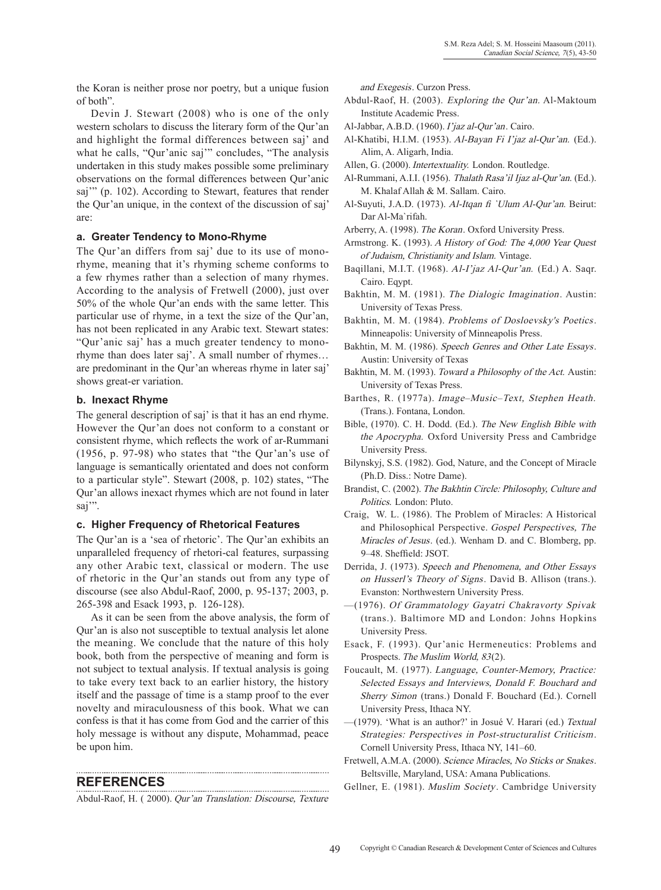the Koran is neither prose nor poetry, but a unique fusion of both".

Devin J. Stewart (2008) who is one of the only western scholars to discuss the literary form of the Qur'an and highlight the formal differences between saj' and what he calls, "Qur'anic saj'" concludes, "The analysis undertaken in this study makes possible some preliminary observations on the formal differences between Qur'anic saj'" (p. 102). According to Stewart, features that render the Qur'an unique, in the context of the discussion of saj' are:

### a. Greater Tendency to Mono-Rhyme

The Qur'an differs from saj' due to its use of mono-rhyme, meaning that it's rhyming scheme conforms to a few rhymes rather than a selection of many rhymes. According to the analysis of Fretwell (2000), just over 50% of the whole Qur'an ends with the same letter. This particular use of rhyme, in a text the size of the Qur'an, has not been replicated in any Arabic text. Stewart states: "Qur'anic saj' has a much greater tendency to mono-rhyme than does later saj'. A small number of rhymes… are predominant in the Qur'an whereas rhyme in later saj' shows great-er variation.

### b. Inexact Rhyme

The general description of saj' is that it has an end rhyme. However the Qur'an does not conform to a constant or consistent rhyme, which reflects the work of ar-Rummani (1956, p. 97-98) who states that "the Qur'an's use of language is semantically orientated and does not conform to a particular style". Stewart (2008, p. 102) states, "The Qur'an allows inexact rhymes which are not found in later saj'".

### c. Higher Frequency of Rhetorical Features

The Qur'an is a 'sea of rhetoric'. The Qur'an exhibits an unparalleled frequency of rhetori-cal features, surpassing any other Arabic text, classical or modern. The use of rhetoric in the Qur'an stands out from any type of discourse (see also Abdul-Raof, 2000, p. 95-137; 2003, p. 265-398 and Esack 1993, p. 126-128).

As it can be seen from the above analysis, the form of Qur'an is also not susceptible to textual analysis let alone the meaning. We conclude that the nature of this holy book, both from the perspective of meaning and form is not subject to textual analysis. If textual analysis is going to take every text back to an earlier history, the history itself and the passage of time is a stamp proof to the ever novelty and miraculousness of this book. What we can confess is that it has come from God and the carrier of this holy message is without any dispute, Mohammad, peace be upon him.

## REFERENCES

Abdul-Raof, H. ( 2000). *Qur'an Translation: Discourse, Texture and Exegesis*. Curzon Press.

Abdul-Raof, H. (2003). *Exploring the Qur'an*. Al-Maktoum Institute Academic Press.

Al-Jabbar, A.B.D. (1960). *I'jaz al-Qur'an*. Cairo.

Al-Khatibi, H.I.M. (1953). *Al-Bayan Fi I'jaz al-Qur'an*. (Ed.). Alim, A. Aligarh, India.

Allen, G. (2000). *Intertextuality*. London. Routledge.

Al-Rummani, A.I.I. (1956). *Thalath Rasa'il Ijaz al-Qur'an*. (Ed.). M. Khalaf Allah & M. Sallam. Cairo.

Al-Suyuti, J.A.D. (1973). *Al-Itqan fi `Ulum Al-Qur'an*. Beirut: Dar Al-Ma`rifah.

Arberry, A. (1998). *The Koran*. Oxford University Press.

Armstrong. K. (1993). *A History of God: The 4,000 Year Quest of Judaism, Christianity and Islam*. Vintage.

Baqillani, M.I.T. (1968). *Al-I'jaz Al-Qur'an*. (Ed.) A. Saqr. Cairo. Eqypt.

Bakhtin, M. M. (1981). *The Dialogic Imagination*. Austin: University of Texas Press.

Bakhtin, M. M. (1984). *Problems of Dosloevsky's Poetics*. Minneapolis: University of Minneapolis Press.

Bakhtin, M. M. (1986). *Speech Genres and Other Late Essays*. Austin: University of Texas

Bakhtin, M. M. (1993). *Toward a Philosophy of the Act*. Austin: University of Texas Press.

Barthes, R. (1977a). *Image–Music–Text, Stephen Heath*. (Trans.). Fontana, London.

Bible, (1970). C. H. Dodd. (Ed.). *The New English Bible with the Apocrypha*. Oxford University Press and Cambridge University Press.

Bilynskyj, S.S. (1982). God, Nature, and the Concept of Miracle (Ph.D. Diss.: Notre Dame).

Brandist, C. (2002). *The Bakhtin Circle: Philosophy, Culture and Politics*. London: Pluto.

Craig, W. L. (1986). The Problem of Miracles: A Historical and Philosophical Perspective. *Gospel Perspectives, The Miracles of Jesus*. (ed.). Wenham D. and C. Blomberg, pp. 9–48. Sheffield: JSOT.

Derrida, J. (1973). *Speech and Phenomena, and Other Essays on Husserl's Theory of Signs*. David B. Allison (trans.). Evanston: Northwestern University Press.

—(1976). *Of Grammatology Gayatri Chakravorty Spivak* (trans.). Baltimore MD and London: Johns Hopkins University Press.

Esack, F. (1993). Qur'anic Hermeneutics: Problems and Prospects. *The Muslim World, 83*(2).

Foucault, M. (1977). *Language, Counter-Memory, Practice: Selected Essays and Interviews, Donald F. Bouchard and Sherry Simon* (trans.) Donald F. Bouchard (Ed.). Cornell University Press, Ithaca NY.

—(1979). 'What is an author?' in Josué V. Harari (ed.) *Textual Strategies: Perspectives in Post-structuralist Criticism*. Cornell University Press, Ithaca NY, 141–60.

Fretwell, A.M.A. (2000). *Science Miracles, No Sticks or Snakes*. Beltsville, Maryland, USA: Amana Publications.

Gellner, E. (1981). *Muslim Society*. Cambridge University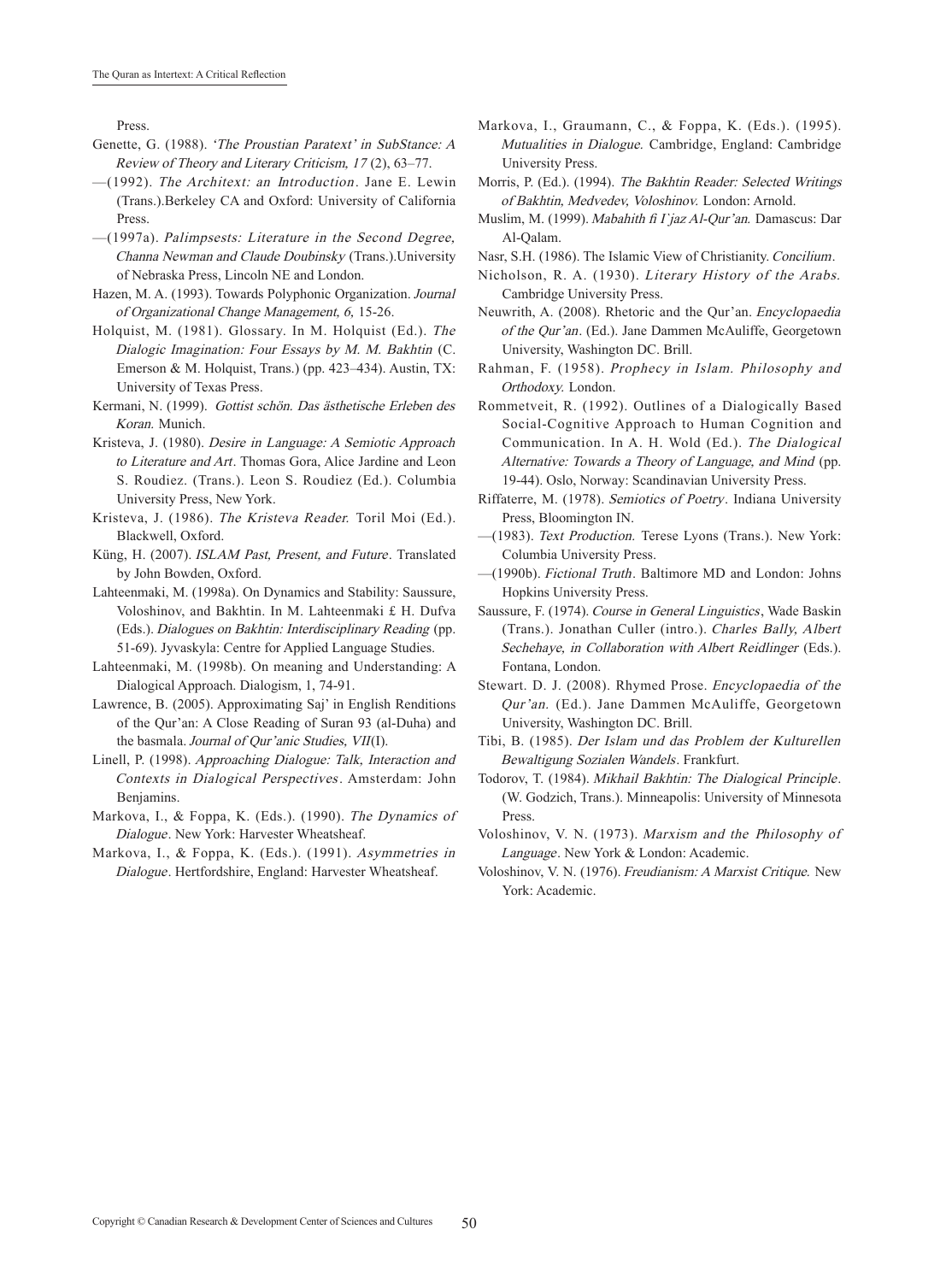Press.

Genette, G. (1988). *'The Proustian Paratext' in SubStance: A Review of Theory and Literary Criticism, 17* (2), 63–77.

—(1992). *The Architext: an Introduction*. Jane E. Lewin (Trans.).Berkeley CA and Oxford: University of California Press.

—(1997a). *Palimpsests: Literature in the Second Degree, Channa Newman and Claude Doubinsky* (Trans.).University of Nebraska Press, Lincoln NE and London.

Hazen, M. A. (1993). Towards Polyphonic Organization. *Journal of Organizational Change Management, 6,* 15-26.

Holquist, M. (1981). Glossary. In M. Holquist (Ed.). *The Dialogic Imagination: Four Essays by M. M. Bakhtin* (C. Emerson & M. Holquist, Trans.) (pp. 423–434). Austin, TX: University of Texas Press.

Kermani, N. (1999). *Gottist schön. Das ästhetische Erleben des Koran.* Munich.

Kristeva, J. (1980). *Desire in Language: A Semiotic Approach to Literature and Art*. Thomas Gora, Alice Jardine and Leon S. Roudiez. (Trans.). Leon S. Roudiez (Ed.). Columbia University Press, New York.

Kristeva, J. (1986). *The Kristeva Reader.* Toril Moi (Ed.). Blackwell, Oxford.

Küng, H. (2007). *ISLAM Past, Present, and Future*. Translated by John Bowden, Oxford.

Lahteenmaki, M. (1998a). On Dynamics and Stability: Saussure, Voloshinov, and Bakhtin. In M. Lahteenmaki £ H. Dufva (Eds.). *Dialogues on Bakhtin: Interdisciplinary Reading* (pp. 51-69). Jyvaskyla: Centre for Applied Language Studies.

Lahteenmaki, M. (1998b). On meaning and Understanding: A Dialogical Approach. Dialogism, 1, 74-91.

Lawrence, B. (2005). Approximating Saj' in English Renditions of the Qur'an: A Close Reading of Suran 93 (al-Duha) and the basmala. *Journal of Qur'anic Studies, VII*(I).

Linell, P. (1998). *Approaching Dialogue: Talk, Interaction and Contexts in Dialogical Perspectives*. Amsterdam: John Benjamins.

Markova, I., & Foppa, K. (Eds.). (1990). *The Dynamics of Dialogue*. New York: Harvester Wheatsheaf.

Markova, I., & Foppa, K. (Eds.). (1991). *Asymmetries in Dialogue*. Hertfordshire, England: Harvester Wheatsheaf.

Markova, I., Graumann, C., & Foppa, K. (Eds.). (1995). *Mutualities in Dialogue.* Cambridge, England: Cambridge University Press.

Morris, P. (Ed.). (1994). *The Bakhtin Reader: Selected Writings of Bakhtin, Medvedev, Voloshinov.* London: Arnold.

Muslim, M. (1999). *Mabahith fi I`jaz Al-Qur'an.* Damascus: Dar Al-Qalam.

Nasr, S.H. (1986). The Islamic View of Christianity. *Concilium*.

Nicholson, R. A. (1930). *Literary History of the Arabs.* Cambridge University Press.

Neuwrith, A. (2008). Rhetoric and the Qur'an. *Encyclopaedia of the Qur'an*. (Ed.). Jane Dammen McAuliffe, Georgetown University, Washington DC. Brill.

Rahman, F. (1958). *Prophecy in Islam. Philosophy and Orthodoxy.* London.

Rommetveit, R. (1992). Outlines of a Dialogically Based Social-Cognitive Approach to Human Cognition and Communication. In A. H. Wold (Ed.). *The Dialogical Alternative: Towards a Theory of Language, and Mind* (pp. 19-44). Oslo, Norway: Scandinavian University Press.

Riffaterre, M. (1978). *Semiotics of Poetry*. Indiana University Press, Bloomington IN.

—(1983). *Text Production.* Terese Lyons (Trans.). New York: Columbia University Press.

—(1990b). *Fictional Truth*. Baltimore MD and London: Johns Hopkins University Press.

Saussure, F. (1974). *Course in General Linguistics*, Wade Baskin (Trans.). Jonathan Culler (intro.). *Charles Bally, Albert Sechehaye, in Collaboration with Albert Reidlinger* (Eds.). Fontana, London.

Stewart. D. J. (2008). Rhymed Prose. *Encyclopaedia of the Qur'an.* (Ed.). Jane Dammen McAuliffe, Georgetown University, Washington DC. Brill.

Tibi, B. (1985). *Der Islam und das Problem der Kulturellen Bewaltigung Sozialen Wandels*. Frankfurt.

Todorov, T. (1984). *Mikhail Bakhtin: The Dialogical Principle*. (W. Godzich, Trans.). Minneapolis: University of Minnesota Press.

Voloshinov, V. N. (1973). *Marxism and the Philosophy of Language*. New York & London: Academic.

Voloshinov, V. N. (1976). *Freudianism: A Marxist Critique.* New York: Academic.